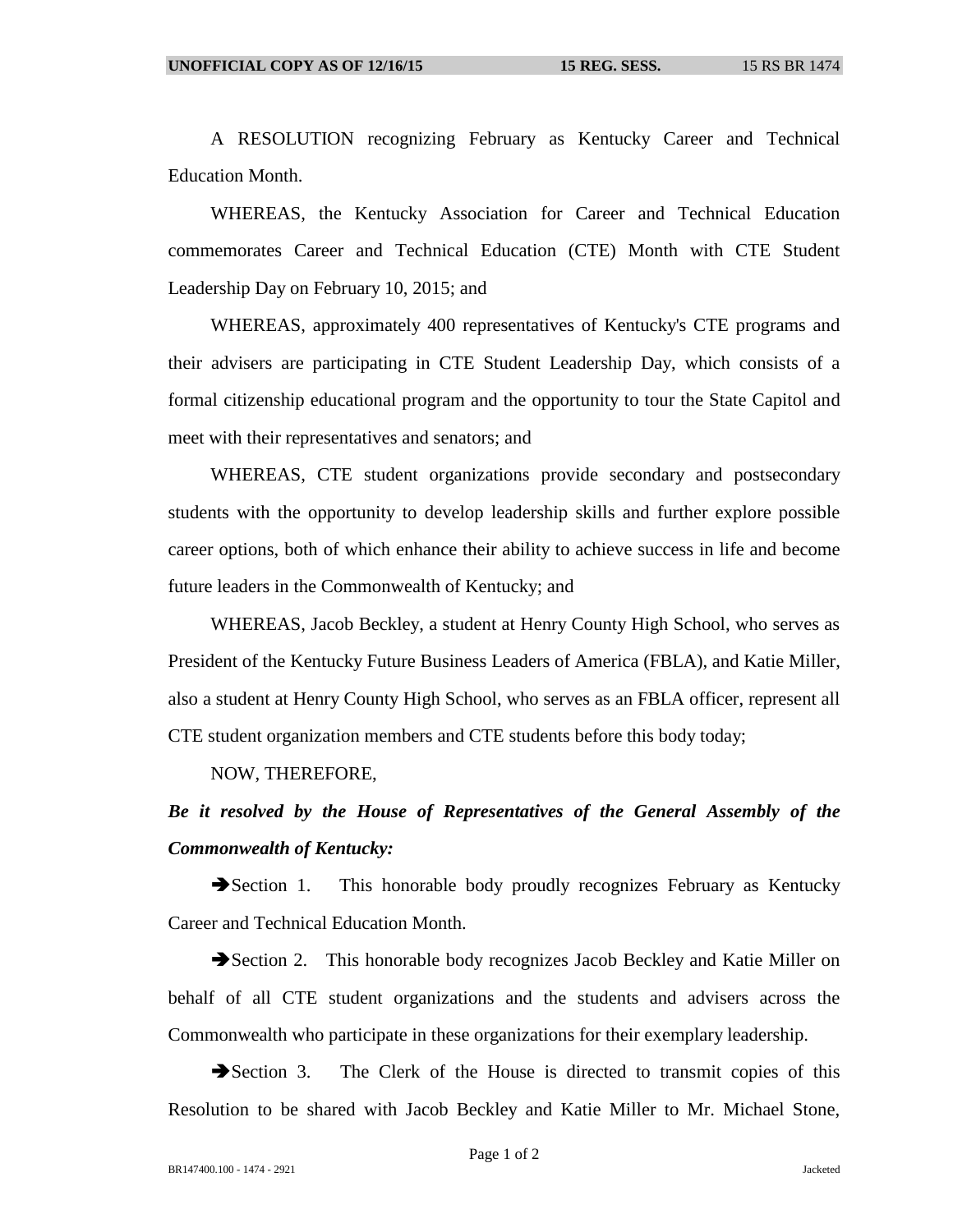A RESOLUTION recognizing February as Kentucky Career and Technical Education Month.

WHEREAS, the Kentucky Association for Career and Technical Education commemorates Career and Technical Education (CTE) Month with CTE Student Leadership Day on February 10, 2015; and

WHEREAS, approximately 400 representatives of Kentucky's CTE programs and their advisers are participating in CTE Student Leadership Day, which consists of a formal citizenship educational program and the opportunity to tour the State Capitol and meet with their representatives and senators; and

WHEREAS, CTE student organizations provide secondary and postsecondary students with the opportunity to develop leadership skills and further explore possible career options, both of which enhance their ability to achieve success in life and become future leaders in the Commonwealth of Kentucky; and

WHEREAS, Jacob Beckley, a student at Henry County High School, who serves as President of the Kentucky Future Business Leaders of America (FBLA), and Katie Miller, also a student at Henry County High School, who serves as an FBLA officer, represent all CTE student organization members and CTE students before this body today;

NOW, THEREFORE,

***Be it resolved by the House of Representatives of the General Assembly of the Commonwealth of Kentucky:***

➔Section 1. This honorable body proudly recognizes February as Kentucky Career and Technical Education Month.

➔Section 2. This honorable body recognizes Jacob Beckley and Katie Miller on behalf of all CTE student organizations and the students and advisers across the Commonwealth who participate in these organizations for their exemplary leadership.

➔Section 3. The Clerk of the House is directed to transmit copies of this Resolution to be shared with Jacob Beckley and Katie Miller to Mr. Michael Stone,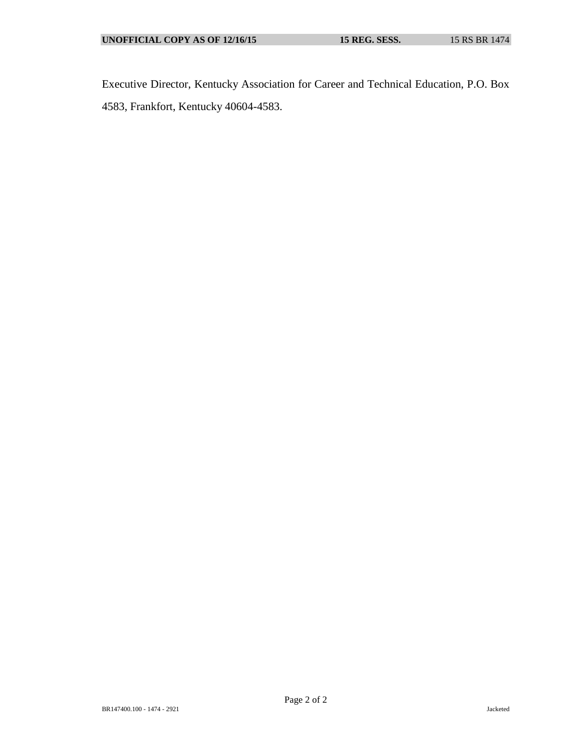Executive Director, Kentucky Association for Career and Technical Education, P.O. Box 4583, Frankfort, Kentucky 40604-4583.